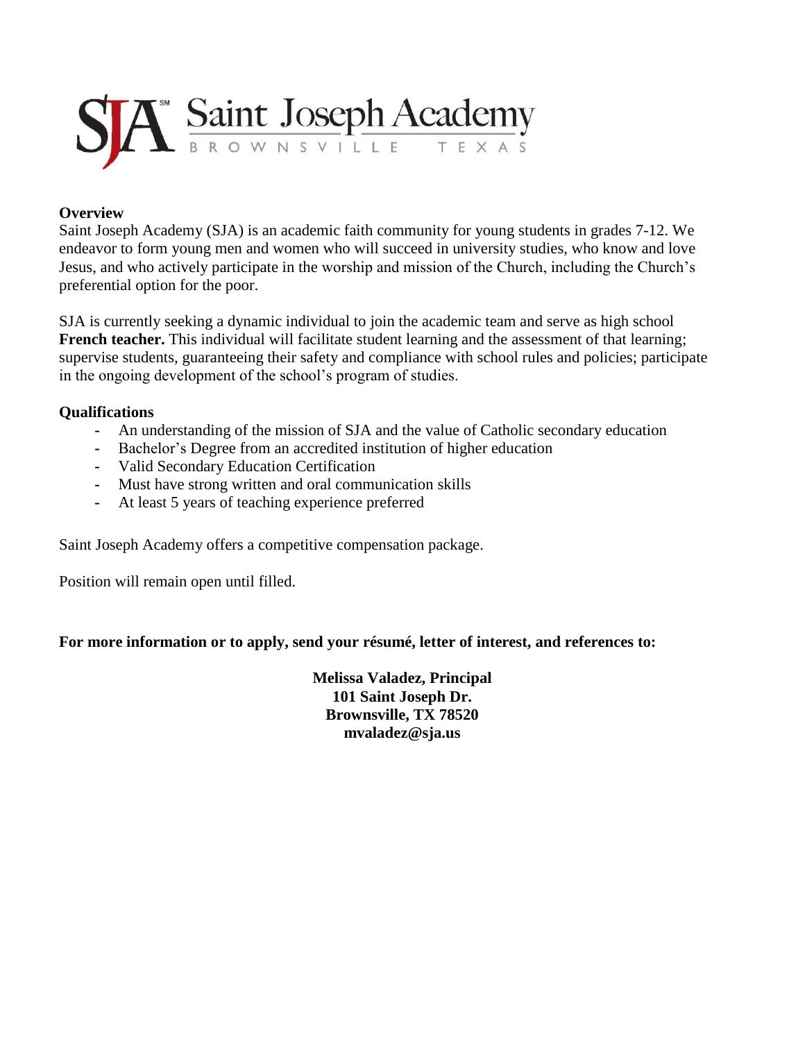SJA Saint Joseph Academy
BROWNSVILLE TEXAS

**Overview**

Saint Joseph Academy (SJA) is an academic faith community for young students in grades 7-12. We endeavor to form young men and women who will succeed in university studies, who know and love Jesus, and who actively participate in the worship and mission of the Church, including the Church's preferential option for the poor.

SJA is currently seeking a dynamic individual to join the academic team and serve as high school **French teacher.** This individual will facilitate student learning and the assessment of that learning; supervise students, guaranteeing their safety and compliance with school rules and policies; participate in the ongoing development of the school's program of studies.

**Qualifications**

- An understanding of the mission of SJA and the value of Catholic secondary education
- Bachelor's Degree from an accredited institution of higher education
- Valid Secondary Education Certification
- Must have strong written and oral communication skills
- At least 5 years of teaching experience preferred

Saint Joseph Academy offers a competitive compensation package.

Position will remain open until filled.

**For more information or to apply, send your résumé, letter of interest, and references to:**

**Melissa Valadez, Principal**
**101 Saint Joseph Dr.**
**Brownsville, TX 78520**
**mvaladez@sja.us**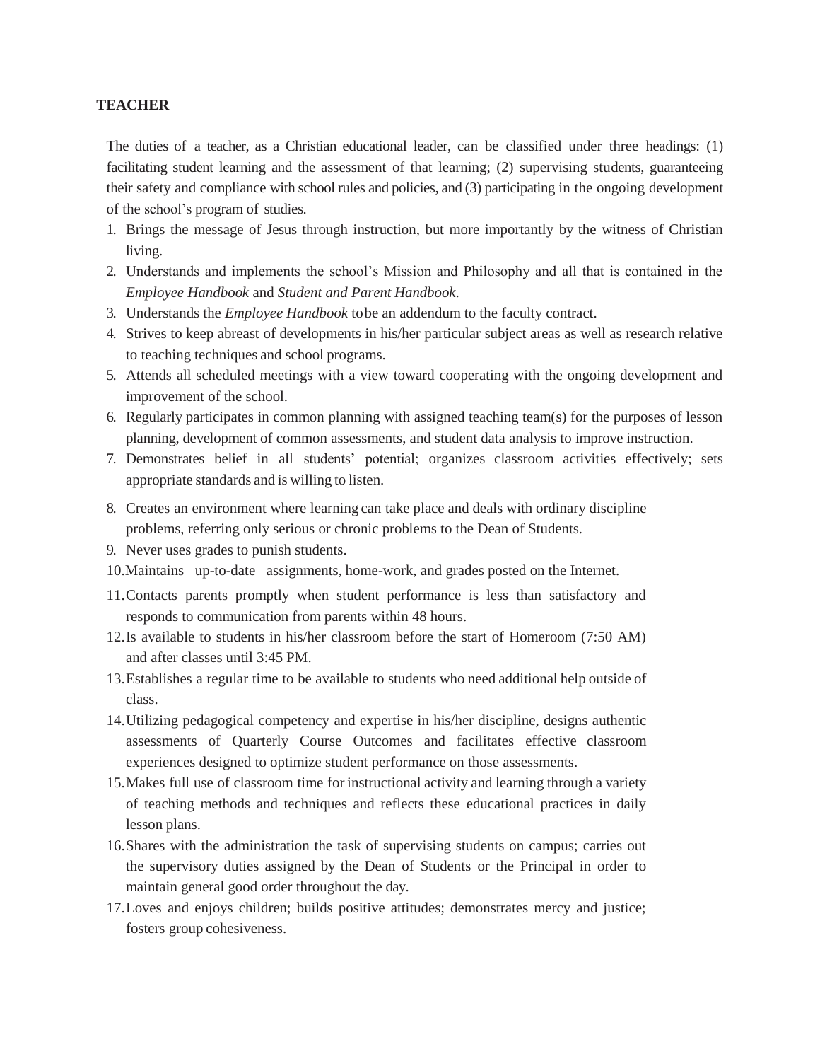## TEACHER

The duties of a teacher, as a Christian educational leader, can be classified under three headings: (1) facilitating student learning and the assessment of that learning; (2) supervising students, guaranteeing their safety and compliance with school rules and policies, and (3) participating in the ongoing development of the school's program of studies.

1. Brings the message of Jesus through instruction, but more importantly by the witness of Christian living.
2. Understands and implements the school's Mission and Philosophy and all that is contained in the *Employee Handbook* and *Student and Parent Handbook*.
3. Understands the *Employee Handbook* to be an addendum to the faculty contract.
4. Strives to keep abreast of developments in his/her particular subject areas as well as research relative to teaching techniques and school programs.
5. Attends all scheduled meetings with a view toward cooperating with the ongoing development and improvement of the school.
6. Regularly participates in common planning with assigned teaching team(s) for the purposes of lesson planning, development of common assessments, and student data analysis to improve instruction.
7. Demonstrates belief in all students' potential; organizes classroom activities effectively; sets appropriate standards and is willing to listen.
8. Creates an environment where learning can take place and deals with ordinary discipline problems, referring only serious or chronic problems to the Dean of Students.
9. Never uses grades to punish students.
10. Maintains up-to-date assignments, home-work, and grades posted on the Internet.
11. Contacts parents promptly when student performance is less than satisfactory and responds to communication from parents within 48 hours.
12. Is available to students in his/her classroom before the start of Homeroom (7:50 AM) and after classes until 3:45 PM.
13. Establishes a regular time to be available to students who need additional help outside of class.
14. Utilizing pedagogical competency and expertise in his/her discipline, designs authentic assessments of Quarterly Course Outcomes and facilitates effective classroom experiences designed to optimize student performance on those assessments.
15. Makes full use of classroom time for instructional activity and learning through a variety of teaching methods and techniques and reflects these educational practices in daily lesson plans.
16. Shares with the administration the task of supervising students on campus; carries out the supervisory duties assigned by the Dean of Students or the Principal in order to maintain general good order throughout the day.
17. Loves and enjoys children; builds positive attitudes; demonstrates mercy and justice; fosters group cohesiveness.